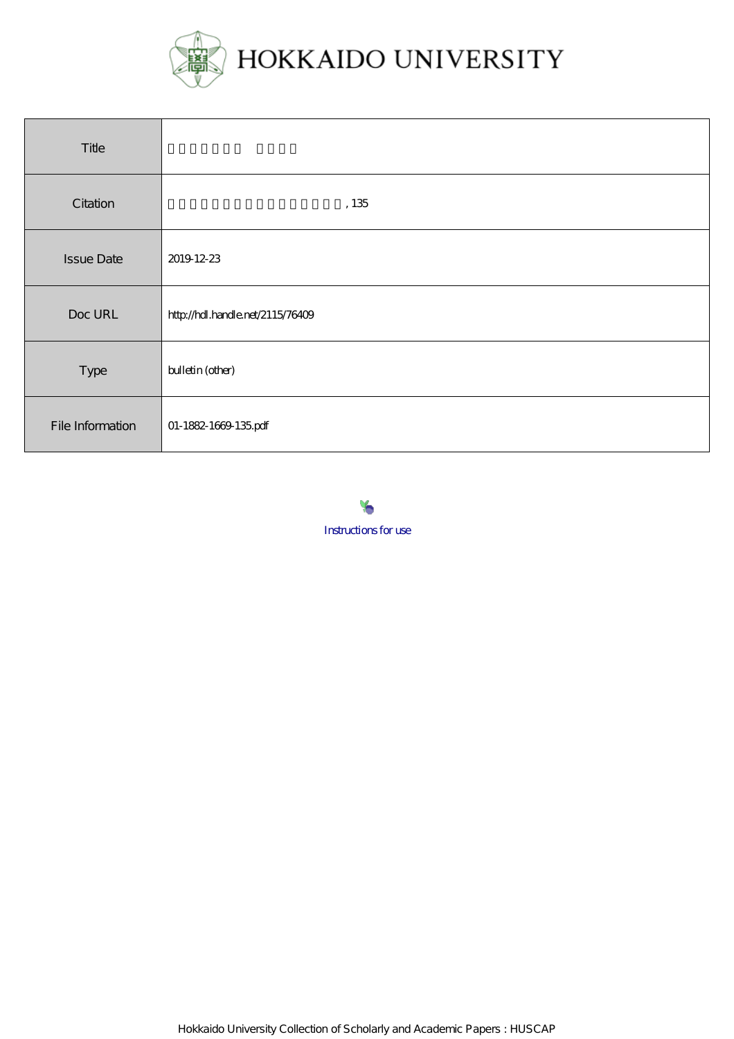# HOKKAIDO UNIVERSITY

| Title | 　 |
|---|---|
| Citation | , 135 |
| Issue Date | 2019-12-23 |
| Doc URL | http://hdl.handle.net/2115/76409 |
| Type | bulletin (other) |
| File Information | 01-1882-1669-135.pdf |

Instructions for use

Hokkaido University Collection of Scholarly and Academic Papers : HUSCAP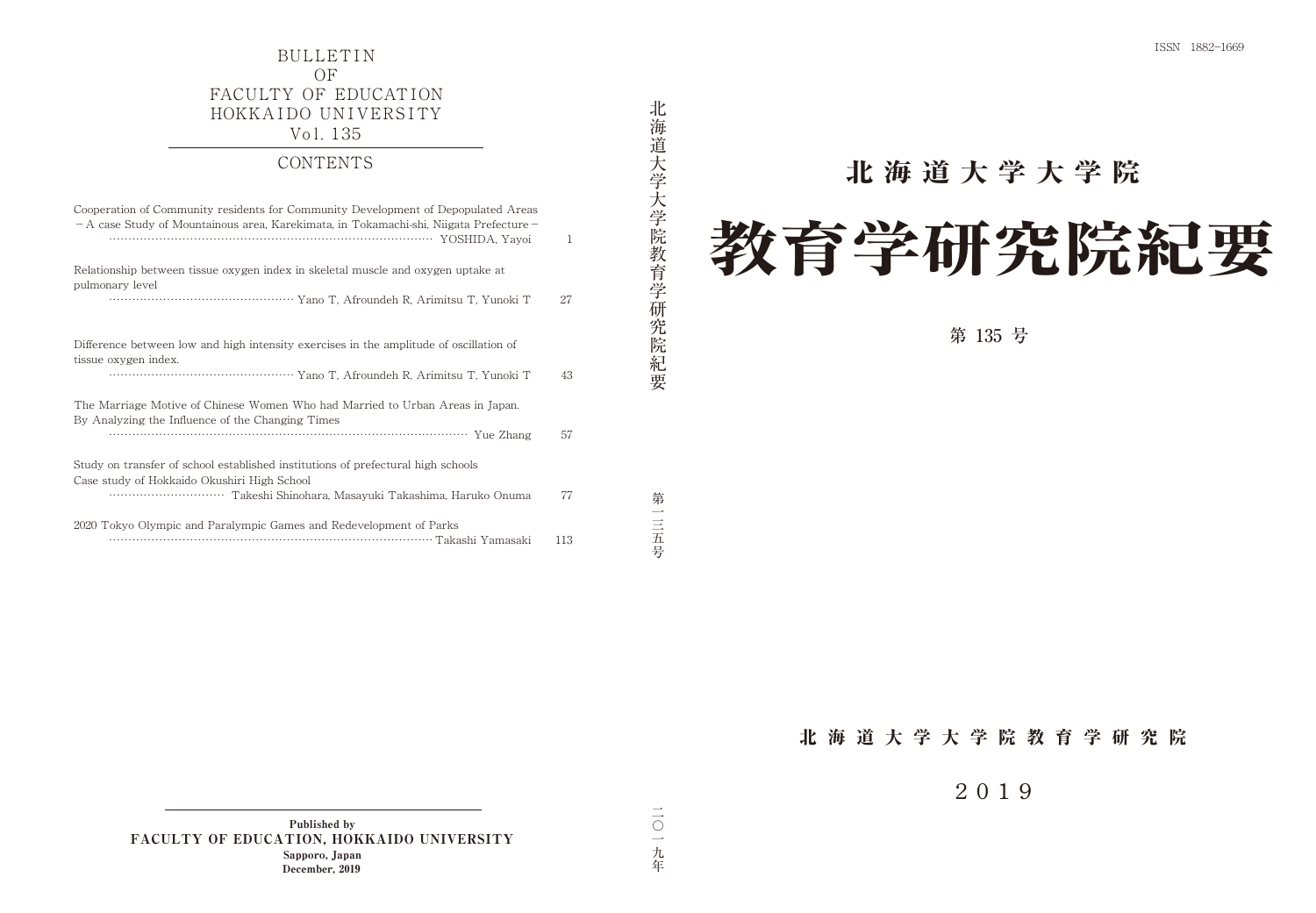# BULLETIN OF FACULTY OF EDUCATION HOKKAIDO UNIVERSITY

Vol. 135

## CONTENTS

Cooperation of Community residents for Community Development of Depopulated Areas
－A case Study of Mountainous area, Karekimata, in Tokamachi-shi, Niigata Prefecture－
…… YOSHIDA, Yayoi　1

Relationship between tissue oxygen index in skeletal muscle and oxygen uptake at pulmonary level
…… Yano T, Afroundeh R, Arimitsu T, Yunoki T　27

Difference between low and high intensity exercises in the amplitude of oscillation of tissue oxygen index.
…… Yano T, Afroundeh R, Arimitsu T, Yunoki T　43

The Marriage Motive of Chinese Women Who had Married to Urban Areas in Japan. By Analyzing the Influence of the Changing Times
…… Yue Zhang　57

Study on transfer of school established institutions of prefectural high schools
Case study of Hokkaido Okushiri High School
…… Takeshi Shinohara, Masayuki Takashima, Haruko Onuma　77

2020 Tokyo Olympic and Paralympic Games and Redevelopment of Parks
…… Takashi Yamasaki　113

**Published by**
**FACULTY OF EDUCATION, HOKKAIDO UNIVERSITY**
**Sapporo, Japan**
**December, 2019**

北海道大学大学院教育学研究院紀要

第一三五号

二〇一九年

ISSN 1882-1669

# 北海道大学大学院
# 教育学研究院紀要

第 135 号

**北海道大学大学院教育学研究院**

2019